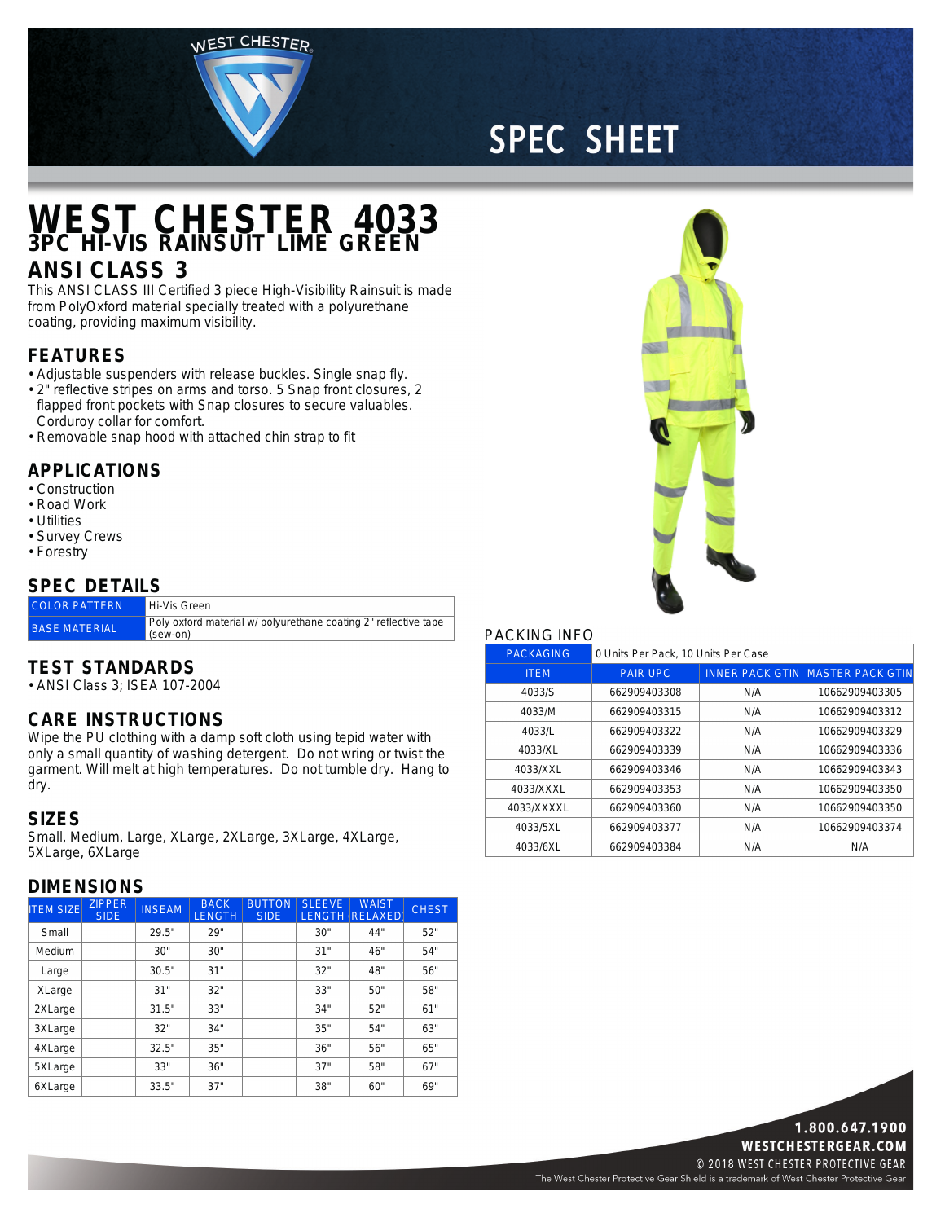SPEC SHEET

# WEST CHESTER 4033

## 3PC HI-VIS RAINSUIT LIME GREEN

## ANSI CLASS 3

This ANSI CLASS III Certified 3 piece High-Visibility Rainsuit is made from PolyOxford material specially treated with a polyurethane coating, providing maximum visibility.

### FEATURES

- Adjustable suspenders with release buckles. Single snap fly.
- 2" reflective stripes on arms and torso. 5 Snap front closures, 2 flapped front pockets with Snap closures to secure valuables. Corduroy collar for comfort.
- Removable snap hood with attached chin strap to fit

### APPLICATIONS

- Construction
- Road Work
- Utilities
- Survey Crews
- Forestry

### SPEC DETAILS

| COLOR PATTERN | Hi-Vis Green |
|---|---|
| BASE MATERIAL | Poly oxford material w/ polyurethane coating 2" reflective tape (sew-on) |

### TEST STANDARDS

- ANSI Class 3; ISEA 107-2004

### CARE INSTRUCTIONS

Wipe the PU clothing with a damp soft cloth using tepid water with only a small quantity of washing detergent. Do not wring or twist the garment. Will melt at high temperatures. Do not tumble dry. Hang to dry.

### SIZES

Small, Medium, Large, XLarge, 2XLarge, 3XLarge, 4XLarge, 5XLarge, 6XLarge

### DIMENSIONS

| ITEM SIZE | ZIPPER SIDE | INSEAM | BACK LENGTH | BUTTON SIDE | SLEEVE LENGTH | WAIST (RELAXED) | CHEST |
|---|---|---|---|---|---|---|---|
| Small | | 29.5" | 29" | | 30" | 44" | 52" |
| Medium | | 30" | 30" | | 31" | 46" | 54" |
| Large | | 30.5" | 31" | | 32" | 48" | 56" |
| XLarge | | 31" | 32" | | 33" | 50" | 58" |
| 2XLarge | | 31.5" | 33" | | 34" | 52" | 61" |
| 3XLarge | | 32" | 34" | | 35" | 54" | 63" |
| 4XLarge | | 32.5" | 35" | | 36" | 56" | 65" |
| 5XLarge | | 33" | 36" | | 37" | 58" | 67" |
| 6XLarge | | 33.5" | 37" | | 38" | 60" | 69" |

### PACKING INFO

| PACKAGING | 0 Units Per Pack, 10 Units Per Case | | |
|---|---|---|---|
| ITEM | PAIR UPC | INNER PACK GTIN | MASTER PACK GTIN |
| 4033/S | 662909403308 | N/A | 10662909403305 |
| 4033/M | 662909403315 | N/A | 10662909403312 |
| 4033/L | 662909403322 | N/A | 10662909403329 |
| 4033/XL | 662909403339 | N/A | 10662909403336 |
| 4033/XXL | 662909403346 | N/A | 10662909403343 |
| 4033/XXXL | 662909403353 | N/A | 10662909403350 |
| 4033/XXXXL | 662909403360 | N/A | 10662909403350 |
| 4033/5XL | 662909403377 | N/A | 10662909403374 |
| 4033/6XL | 662909403384 | N/A | N/A |

**1.800.647.1900**
**WESTCHESTERGEAR.COM**
© 2018 WEST CHESTER PROTECTIVE GEAR
The West Chester Protective Gear Shield is a trademark of West Chester Protective Gear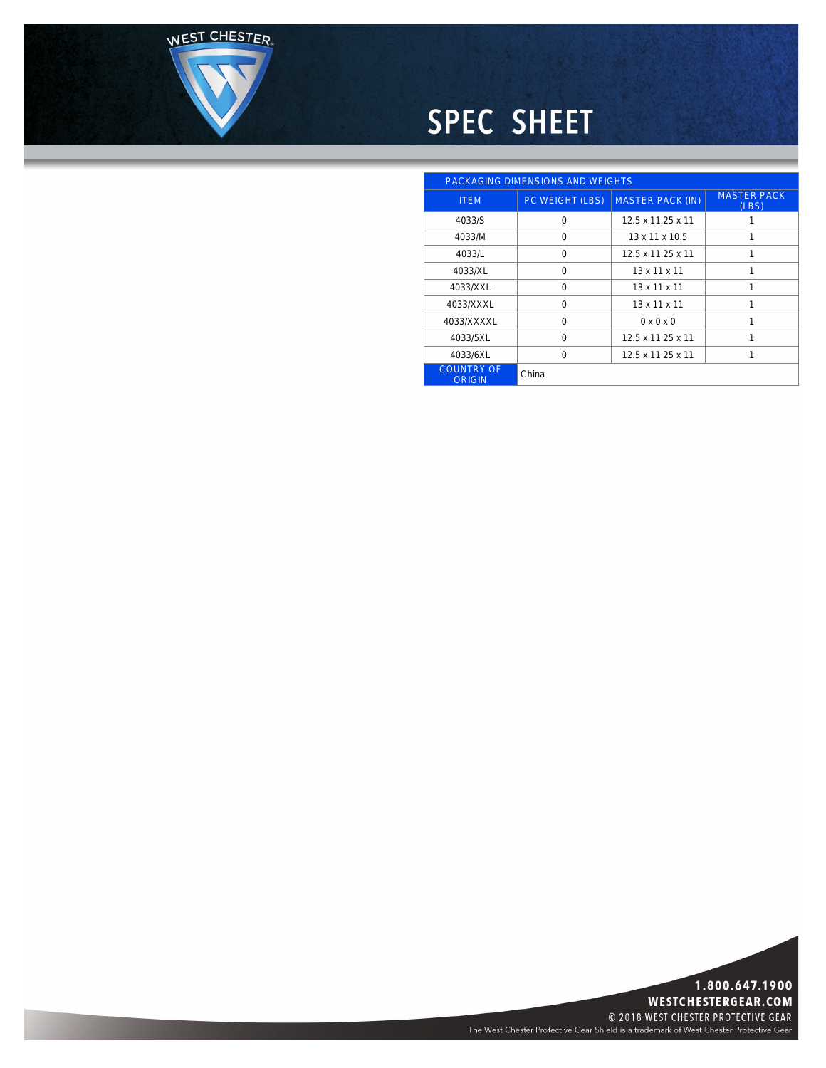# SPEC SHEET

| PACKAGING DIMENSIONS AND WEIGHTS | | | |
|---|---|---|---|
| ITEM | PC WEIGHT (LBS) | MASTER PACK (IN) | MASTER PACK (LBS) |
| 4033/S | 0 | 12.5 x 11.25 x 11 | 1 |
| 4033/M | 0 | 13 x 11 x 10.5 | 1 |
| 4033/L | 0 | 12.5 x 11.25 x 11 | 1 |
| 4033/XL | 0 | 13 x 11 x 11 | 1 |
| 4033/XXL | 0 | 13 x 11 x 11 | 1 |
| 4033/XXXL | 0 | 13 x 11 x 11 | 1 |
| 4033/XXXXL | 0 | 0 x 0 x 0 | 1 |
| 4033/5XL | 0 | 12.5 x 11.25 x 11 | 1 |
| 4033/6XL | 0 | 12.5 x 11.25 x 11 | 1 |
| COUNTRY OF ORIGIN | China | | |

1.800.647.1900
WESTCHESTERGEAR.COM
© 2018 WEST CHESTER PROTECTIVE GEAR
The West Chester Protective Gear Shield is a trademark of West Chester Protective Gear